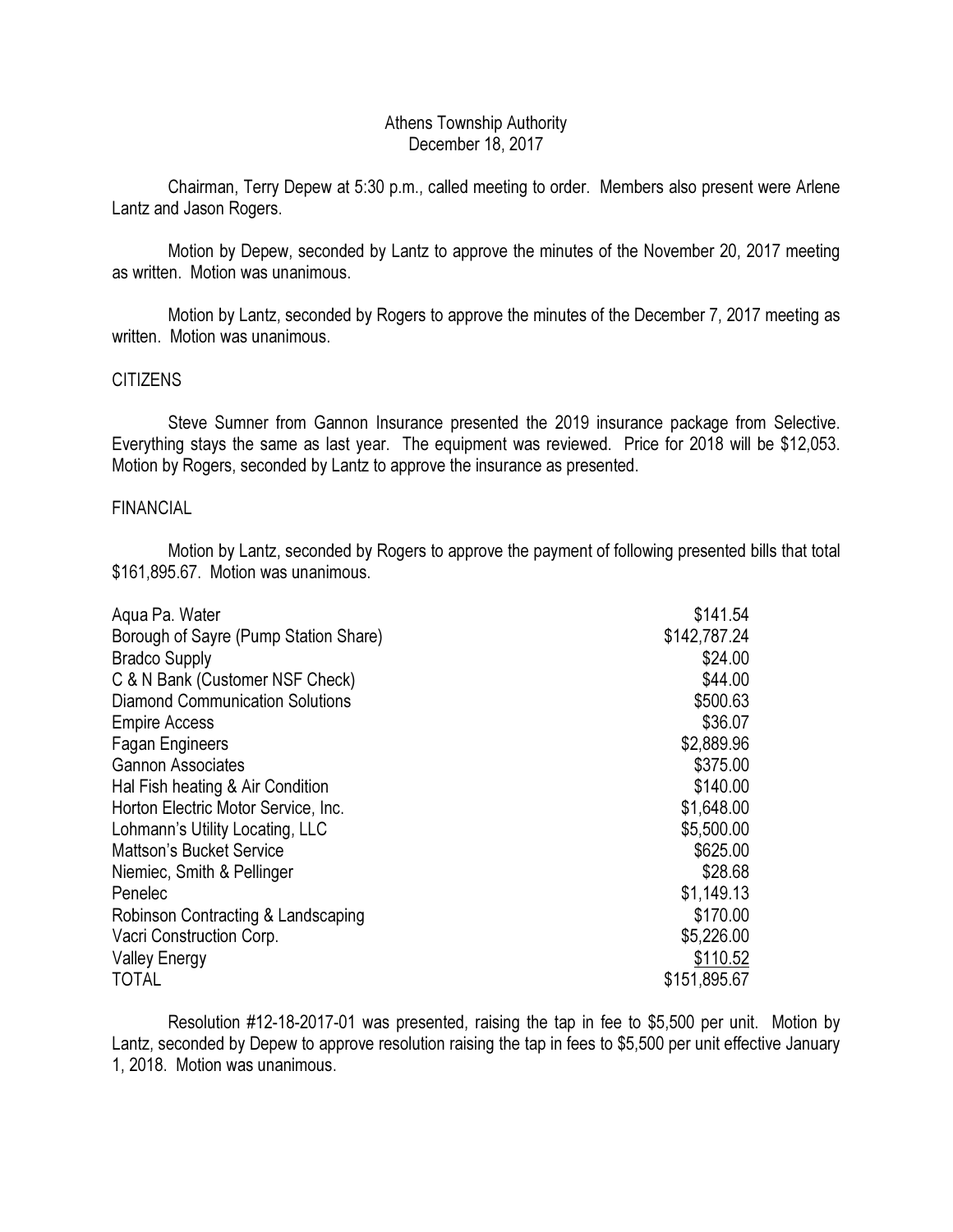# Athens Township Authority
## December 18, 2017

Chairman, Terry Depew at 5:30 p.m., called meeting to order. Members also present were Arlene Lantz and Jason Rogers.

Motion by Depew, seconded by Lantz to approve the minutes of the November 20, 2017 meeting as written. Motion was unanimous.

Motion by Lantz, seconded by Rogers to approve the minutes of the December 7, 2017 meeting as written. Motion was unanimous.

### CITIZENS

Steve Sumner from Gannon Insurance presented the 2019 insurance package from Selective. Everything stays the same as last year. The equipment was reviewed. Price for 2018 will be $12,053. Motion by Rogers, seconded by Lantz to approve the insurance as presented.

### FINANCIAL

Motion by Lantz, seconded by Rogers to approve the payment of following presented bills that total $161,895.67. Motion was unanimous.

| | |
|---|---:|
| Aqua Pa. Water | $141.54 |
| Borough of Sayre (Pump Station Share) | $142,787.24 |
| Bradco Supply | $24.00 |
| C & N Bank (Customer NSF Check) | $44.00 |
| Diamond Communication Solutions | $500.63 |
| Empire Access | $36.07 |
| Fagan Engineers | $2,889.96 |
| Gannon Associates | $375.00 |
| Hal Fish heating & Air Condition | $140.00 |
| Horton Electric Motor Service, Inc. | $1,648.00 |
| Lohmann's Utility Locating, LLC | $5,500.00 |
| Mattson's Bucket Service | $625.00 |
| Niemiec, Smith & Pellinger | $28.68 |
| Penelec | $1,149.13 |
| Robinson Contracting & Landscaping | $170.00 |
| Vacri Construction Corp. | $5,226.00 |
| Valley Energy | $110.52 |
| TOTAL | $151,895.67 |

Resolution #12-18-2017-01 was presented, raising the tap in fee to $5,500 per unit. Motion by Lantz, seconded by Depew to approve resolution raising the tap in fees to $5,500 per unit effective January 1, 2018. Motion was unanimous.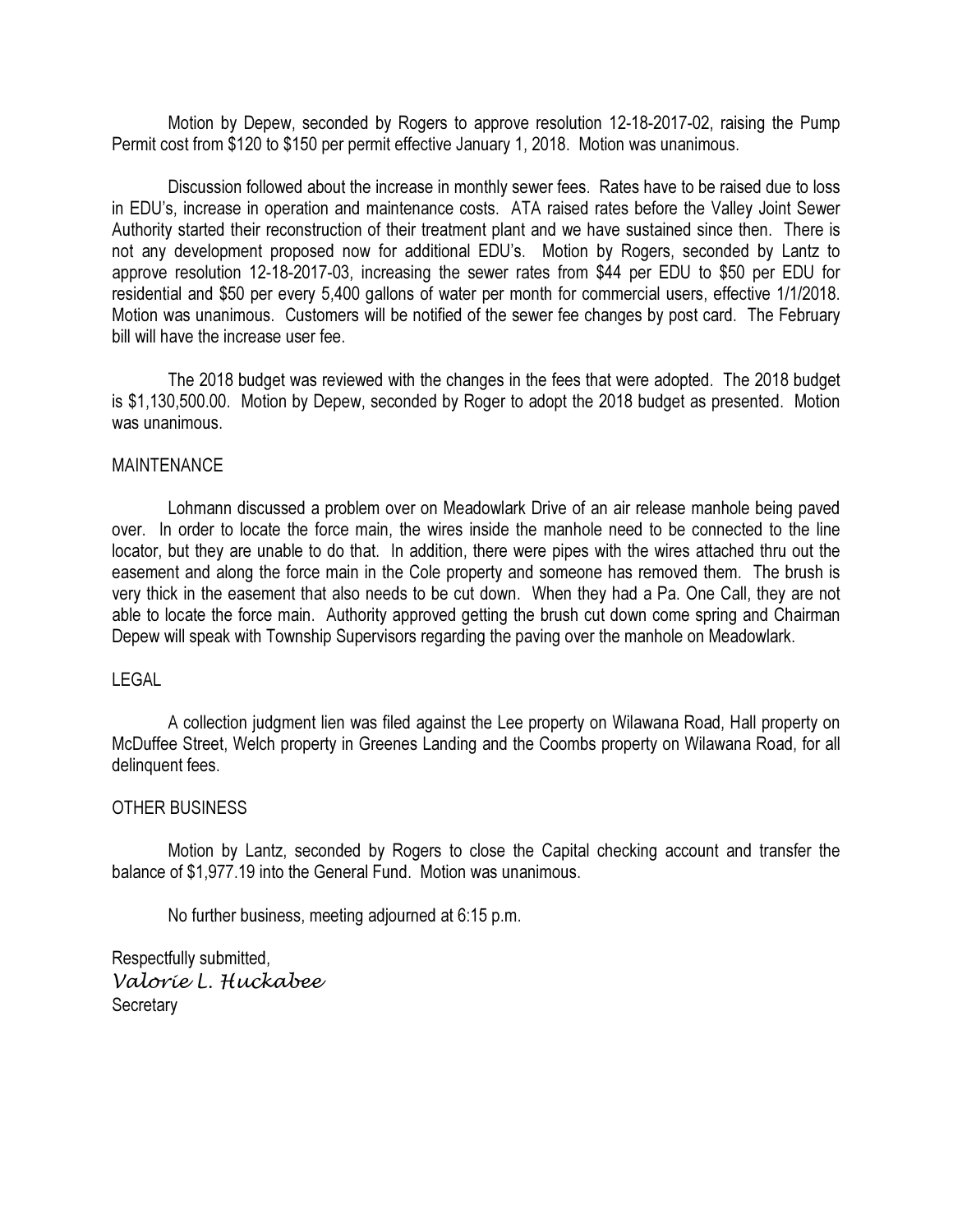Motion by Depew, seconded by Rogers to approve resolution 12-18-2017-02, raising the Pump Permit cost from $120 to $150 per permit effective January 1, 2018. Motion was unanimous.

Discussion followed about the increase in monthly sewer fees. Rates have to be raised due to loss in EDU's, increase in operation and maintenance costs. ATA raised rates before the Valley Joint Sewer Authority started their reconstruction of their treatment plant and we have sustained since then. There is not any development proposed now for additional EDU's. Motion by Rogers, seconded by Lantz to approve resolution 12-18-2017-03, increasing the sewer rates from $44 per EDU to $50 per EDU for residential and $50 per every 5,400 gallons of water per month for commercial users, effective 1/1/2018. Motion was unanimous. Customers will be notified of the sewer fee changes by post card. The February bill will have the increase user fee.

The 2018 budget was reviewed with the changes in the fees that were adopted. The 2018 budget is $1,130,500.00. Motion by Depew, seconded by Roger to adopt the 2018 budget as presented. Motion was unanimous.

MAINTENANCE

Lohmann discussed a problem over on Meadowlark Drive of an air release manhole being paved over. In order to locate the force main, the wires inside the manhole need to be connected to the line locator, but they are unable to do that. In addition, there were pipes with the wires attached thru out the easement and along the force main in the Cole property and someone has removed them. The brush is very thick in the easement that also needs to be cut down. When they had a Pa. One Call, they are not able to locate the force main. Authority approved getting the brush cut down come spring and Chairman Depew will speak with Township Supervisors regarding the paving over the manhole on Meadowlark.

LEGAL

A collection judgment lien was filed against the Lee property on Wilawana Road, Hall property on McDuffee Street, Welch property in Greenes Landing and the Coombs property on Wilawana Road, for all delinquent fees.

OTHER BUSINESS

Motion by Lantz, seconded by Rogers to close the Capital checking account and transfer the balance of $1,977.19 into the General Fund. Motion was unanimous.

No further business, meeting adjourned at 6:15 p.m.

Respectfully submitted,
*Valorie L. Huckabee*
Secretary